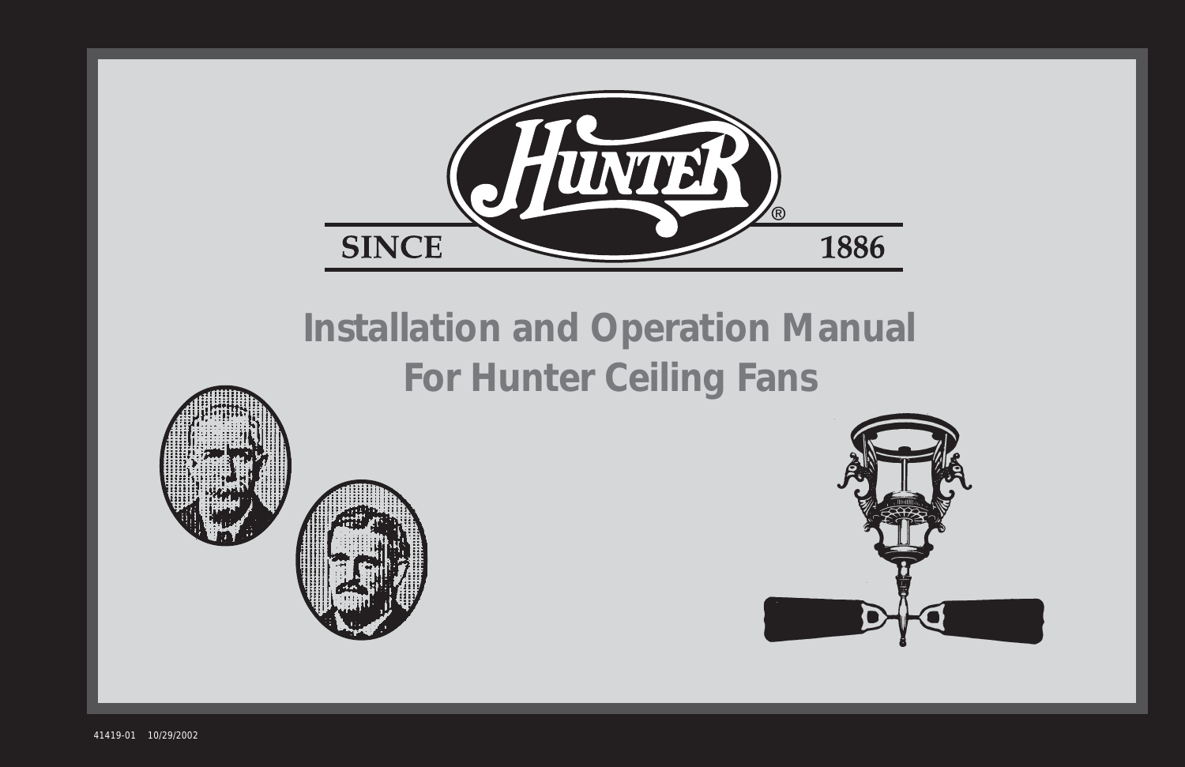HUNTER®

SINCE 1886

# Installation and Operation Manual For Hunter Ceiling Fans

41419-01 10/29/2002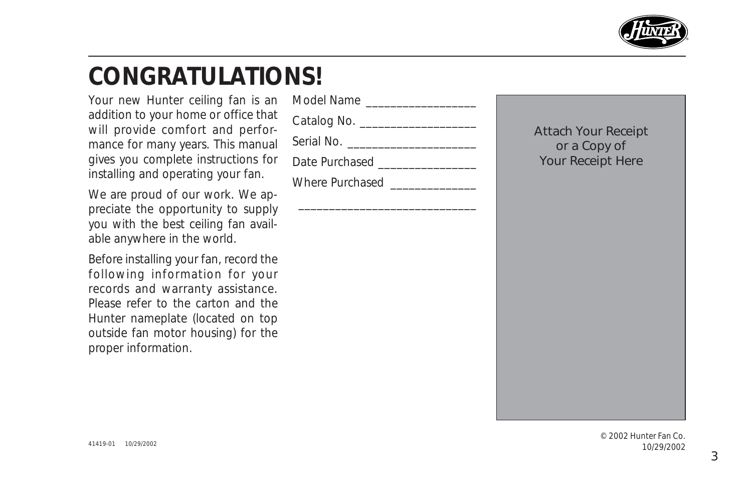# CONGRATULATIONS!

Your new Hunter ceiling fan is an addition to your home or office that will provide comfort and performance for many years. This manual gives you complete instructions for installing and operating your fan.

We are proud of our work. We appreciate the opportunity to supply you with the best ceiling fan available anywhere in the world.

Before installing your fan, record the following information for your records and warranty assistance. Please refer to the carton and the Hunter nameplate (located on top outside fan motor housing) for the proper information.

Model Name ________________

Catalog No. _________________

Serial No. ___________________

Date Purchased _______________

Where Purchased _____________

____________________________

Attach Your Receipt or a Copy of Your Receipt Here

41419-01 10/29/2002

© 2002 Hunter Fan Co. 10/29/2002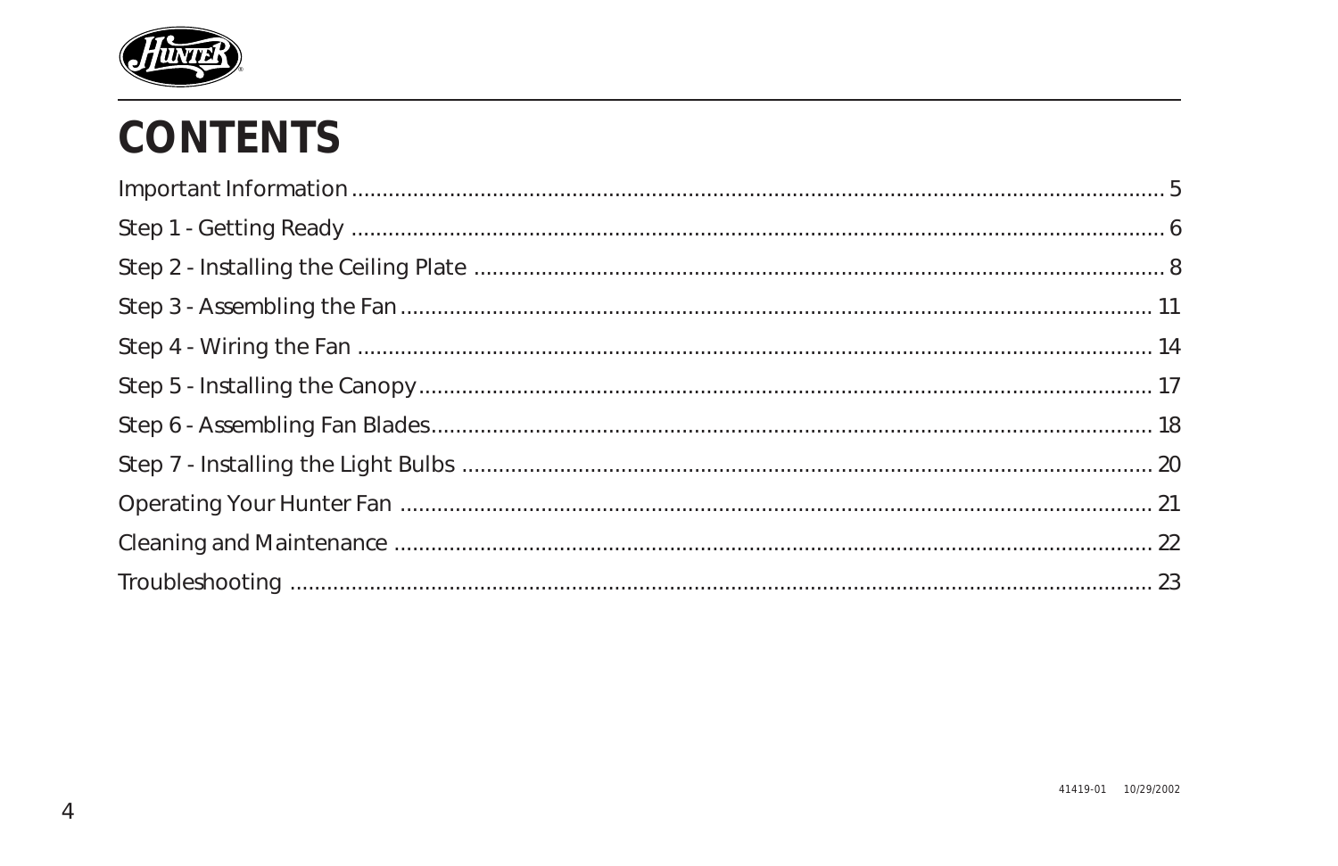# CONTENTS

| | |
|---|---|
| Important Information | 5 |
| Step 1 - Getting Ready | 6 |
| Step 2 - Installing the Ceiling Plate | 8 |
| Step 3 - Assembling the Fan | 11 |
| Step 4 - Wiring the Fan | 14 |
| Step 5 - Installing the Canopy | 17 |
| Step 6 - Assembling Fan Blades | 18 |
| Step 7 - Installing the Light Bulbs | 20 |
| Operating Your Hunter Fan | 21 |
| Cleaning and Maintenance | 22 |
| Troubleshooting | 23 |

41419-01 10/29/2002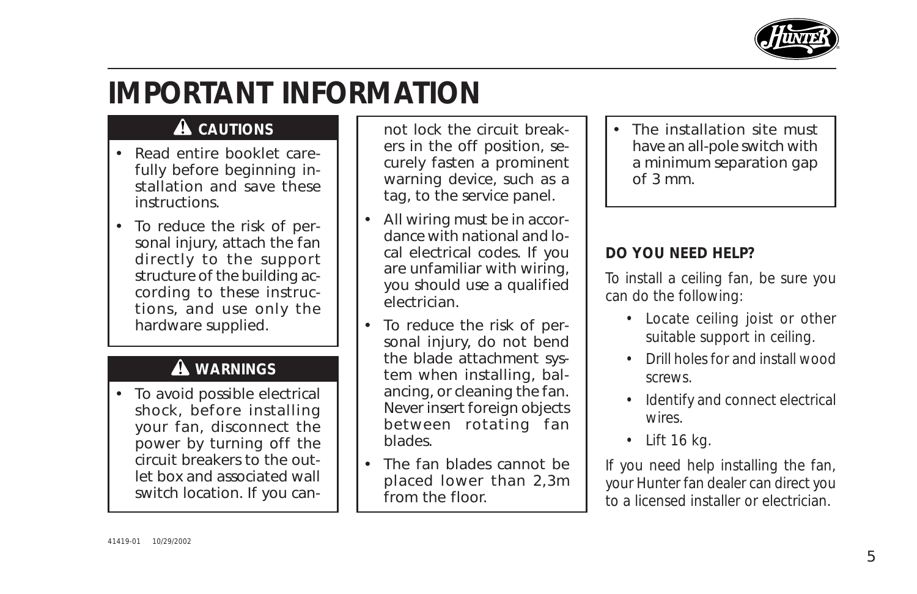# IMPORTANT INFORMATION

### ⚠ CAUTIONS

- Read entire booklet carefully before beginning installation and save these instructions.
- To reduce the risk of personal injury, attach the fan directly to the support structure of the building according to these instructions, and use only the hardware supplied.

### ⚠ WARNINGS

- To avoid possible electrical shock, before installing your fan, disconnect the power by turning off the circuit breakers to the outlet box and associated wall switch location. If you cannot lock the circuit breakers in the off position, securely fasten a prominent warning device, such as a tag, to the service panel.
- All wiring must be in accordance with national and local electrical codes. If you are unfamiliar with wiring, you should use a qualified electrician.
- To reduce the risk of personal injury, do not bend the blade attachment system when installing, balancing, or cleaning the fan. Never insert foreign objects between rotating fan blades.
- The fan blades cannot be placed lower than 2,3m from the floor.
- The installation site must have an all-pole switch with a minimum separation gap of 3 mm.

**DO YOU NEED HELP?**

To install a ceiling fan, be sure you can do the following:

- Locate ceiling joist or other suitable support in ceiling.
- Drill holes for and install wood screws.
- Identify and connect electrical wires.
- Lift 16 kg.

If you need help installing the fan, your Hunter fan dealer can direct you to a licensed installer or electrician.

41419-01 10/29/2002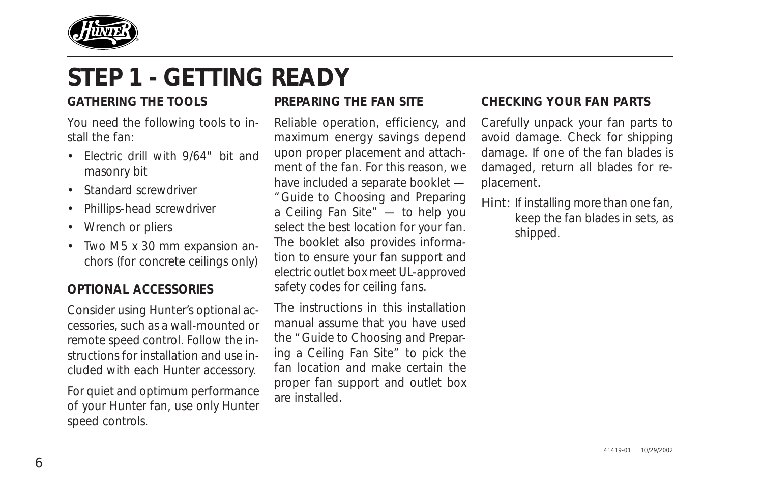# STEP 1 - GETTING READY

## GATHERING THE TOOLS

You need the following tools to install the fan:

- Electric drill with 9/64" bit and masonry bit
- Standard screwdriver
- Phillips-head screwdriver
- Wrench or pliers
- Two M5 x 30 mm expansion anchors (for concrete ceilings only)

## OPTIONAL ACCESSORIES

Consider using Hunter's optional accessories, such as a wall-mounted or remote speed control. Follow the instructions for installation and use included with each Hunter accessory.

For quiet and optimum performance of your Hunter fan, use only Hunter speed controls.

## PREPARING THE FAN SITE

Reliable operation, efficiency, and maximum energy savings depend upon proper placement and attachment of the fan. For this reason, we have included a separate booklet — "Guide to Choosing and Preparing a Ceiling Fan Site" — to help you select the best location for your fan. The booklet also provides information to ensure your fan support and electric outlet box meet UL-approved safety codes for ceiling fans.

The instructions in this installation manual assume that you have used the "Guide to Choosing and Preparing a Ceiling Fan Site" to pick the fan location and make certain the proper fan support and outlet box are installed.

## CHECKING YOUR FAN PARTS

Carefully unpack your fan parts to avoid damage. Check for shipping damage. If one of the fan blades is damaged, return all blades for replacement.

Hint: If installing more than one fan, keep the fan blades in sets, as shipped.

41419-01 10/29/2002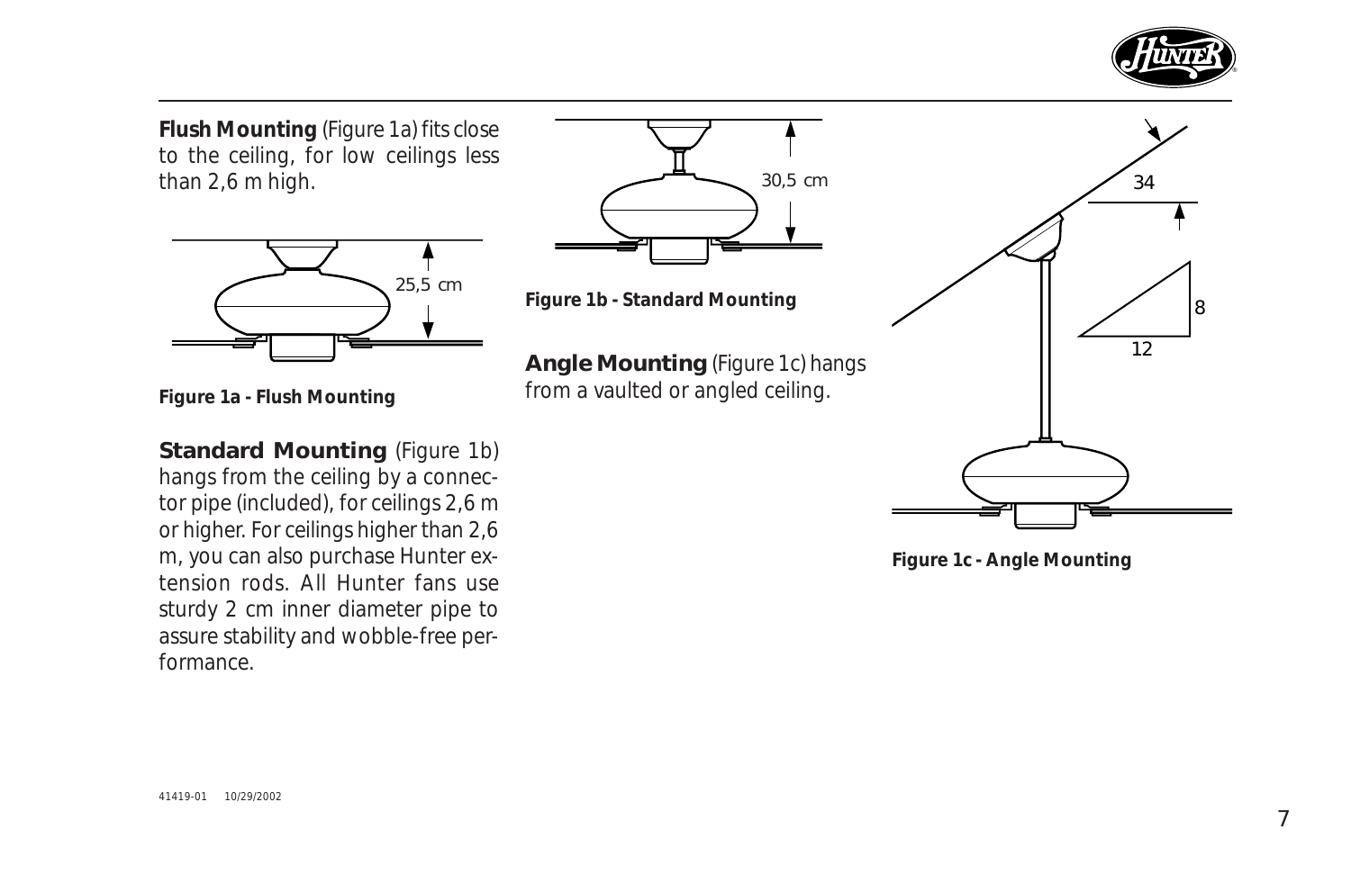**Flush Mounting** (Figure 1a) fits close to the ceiling, for low ceilings less than 2,6 m high.

25,5 cm

**Figure 1a - Flush Mounting**

**Standard Mounting** (Figure 1b) hangs from the ceiling by a connector pipe (included), for ceilings 2,6 m or higher. For ceilings higher than 2,6 m, you can also purchase Hunter extension rods. All Hunter fans use sturdy 2 cm inner diameter pipe to assure stability and wobble-free performance.

30,5 cm

**Figure 1b - Standard Mounting**

**Angle Mounting** (Figure 1c) hangs from a vaulted or angled ceiling.

34

8

12

**Figure 1c - Angle Mounting**

41419-01 10/29/2002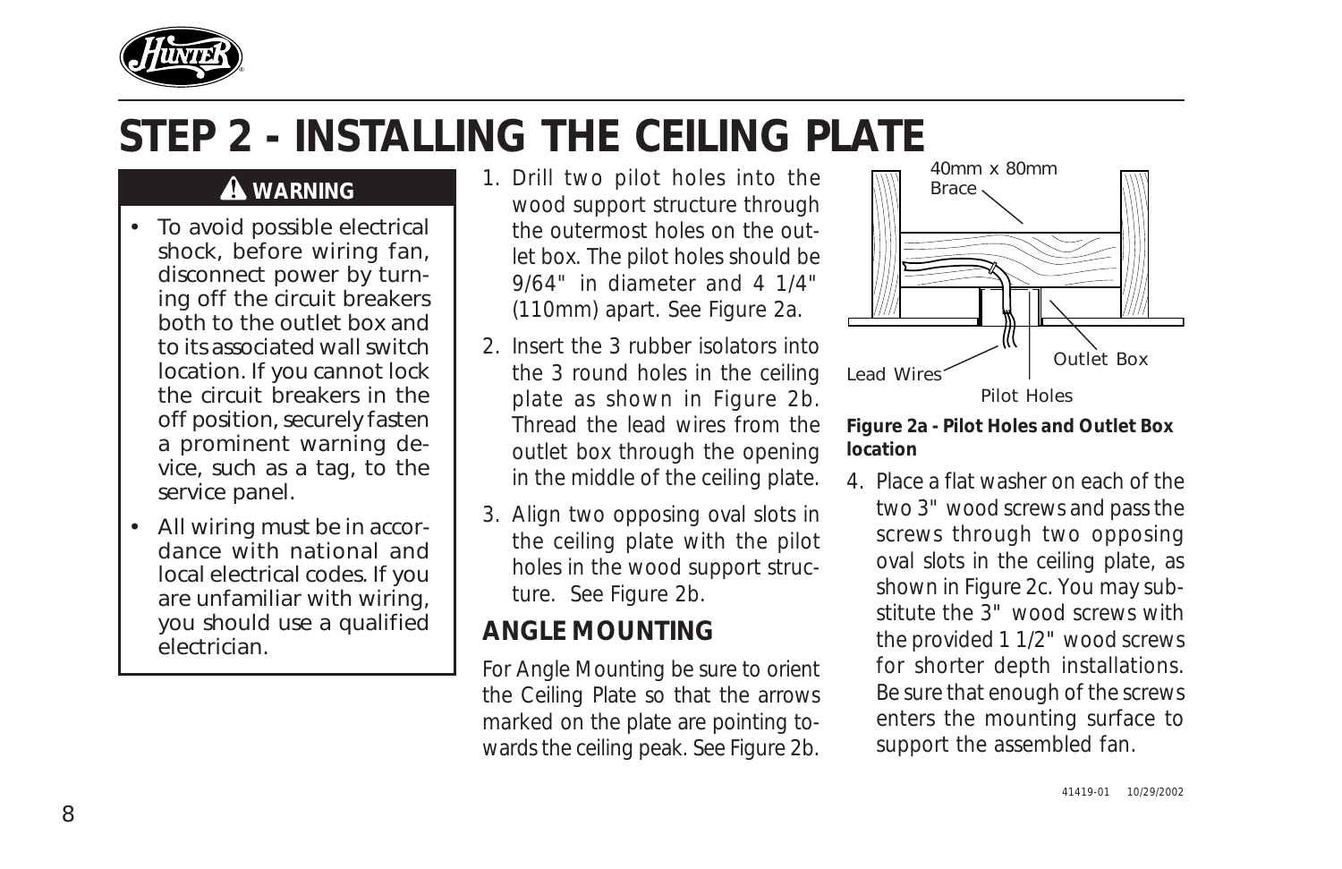# STEP 2 - INSTALLING THE CEILING PLATE

**⚠ WARNING**

- To avoid possible electrical shock, before wiring fan, disconnect power by turning off the circuit breakers both to the outlet box and to its associated wall switch location. If you cannot lock the circuit breakers in the off position, securely fasten a prominent warning device, such as a tag, to the service panel.
- All wiring must be in accordance with national and local electrical codes. If you are unfamiliar with wiring, you should use a qualified electrician.

1. Drill two pilot holes into the wood support structure through the outermost holes on the outlet box. The pilot holes should be 9/64" in diameter and 4 1/4" (110mm) apart. See Figure 2a.
2. Insert the 3 rubber isolators into the 3 round holes in the ceiling plate as shown in Figure 2b. Thread the lead wires from the outlet box through the opening in the middle of the ceiling plate.
3. Align two opposing oval slots in the ceiling plate with the pilot holes in the wood support structure. See Figure 2b.

## ANGLE MOUNTING

For Angle Mounting be sure to orient the Ceiling Plate so that the arrows marked on the plate are pointing towards the ceiling peak. See Figure 2b.

40mm x 80mm Brace

Lead Wires

Outlet Box

Pilot Holes

**Figure 2a - Pilot Holes and Outlet Box location**

4. Place a flat washer on each of the two 3" wood screws and pass the screws through two opposing oval slots in the ceiling plate, as shown in Figure 2c. You may substitute the 3" wood screws with the provided 1 1/2" wood screws for shorter depth installations. Be sure that enough of the screws enters the mounting surface to support the assembled fan.

41419-01 10/29/2002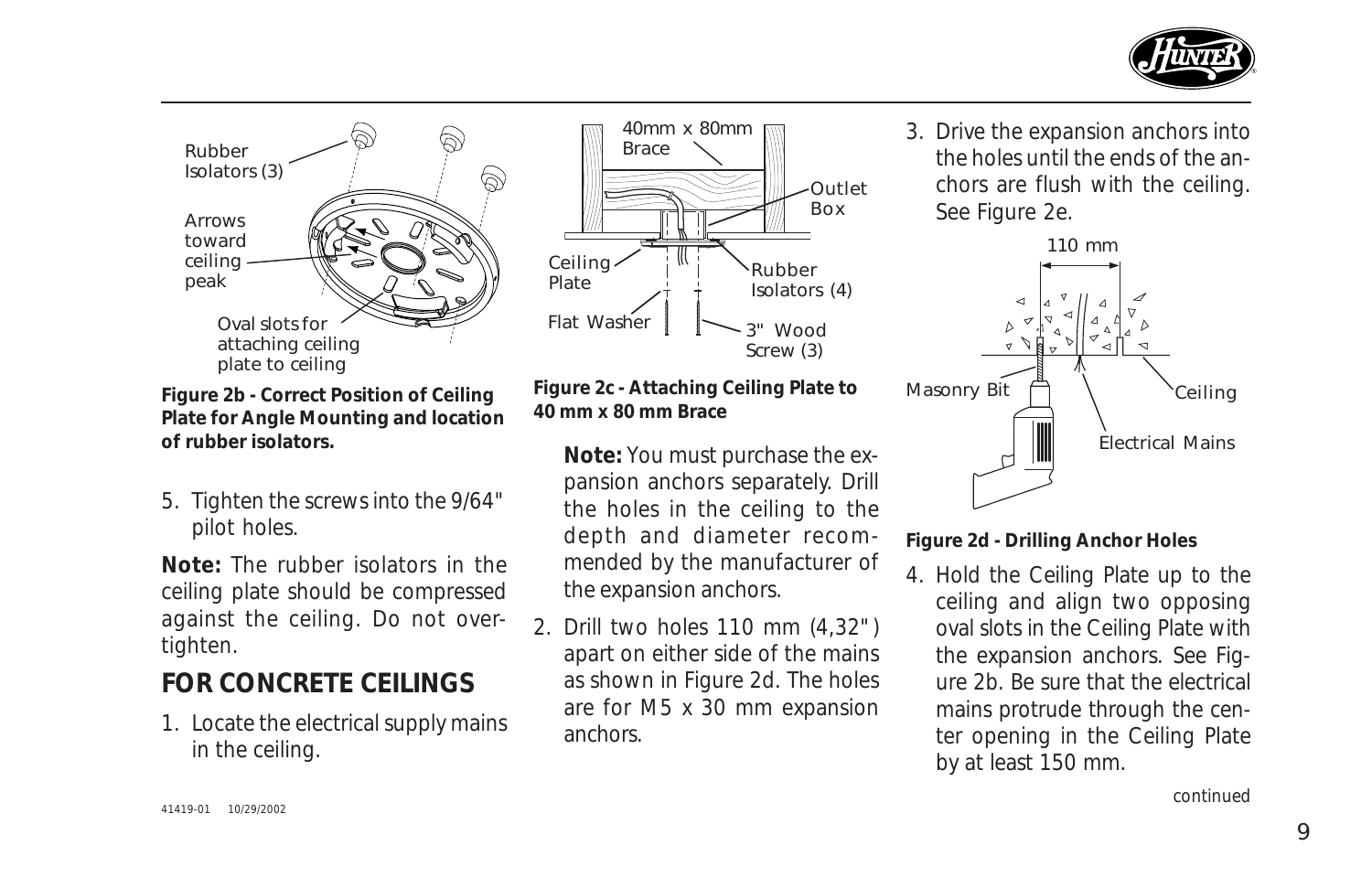**Figure 2b - Correct Position of Ceiling Plate for Angle Mounting and location of rubber isolators.**

5. Tighten the screws into the 9/64" pilot holes.

**Note:** The rubber isolators in the ceiling plate should be compressed against the ceiling. Do not overtighten.

## FOR CONCRETE CEILINGS

1. Locate the electrical supply mains in the ceiling.

**Figure 2c - Attaching Ceiling Plate to 40 mm x 80 mm Brace**

**Note:** You must purchase the expansion anchors separately. Drill the holes in the ceiling to the depth and diameter recommended by the manufacturer of the expansion anchors.

2. Drill two holes 110 mm (4,32") apart on either side of the mains as shown in Figure 2d. The holes are for M5 x 30 mm expansion anchors.

3. Drive the expansion anchors into the holes until the ends of the anchors are flush with the ceiling. See Figure 2e.

**Figure 2d - Drilling Anchor Holes**

4. Hold the Ceiling Plate up to the ceiling and align two opposing oval slots in the Ceiling Plate with the expansion anchors. See Figure 2b. Be sure that the electrical mains protrude through the center opening in the Ceiling Plate by at least 150 mm.

*continued*

41419-01 10/29/2002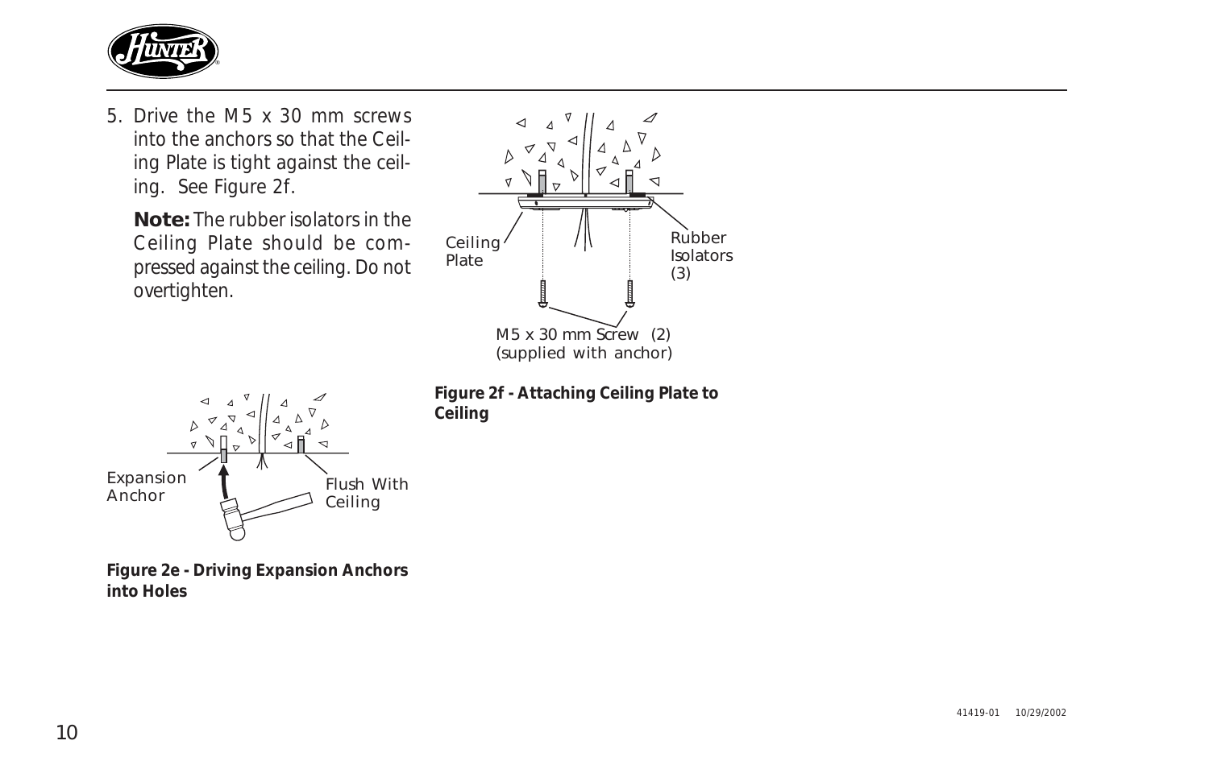5. Drive the M5 x 30 mm screws into the anchors so that the Ceiling Plate is tight against the ceiling. See Figure 2f.

   **Note:** The rubber isolators in the Ceiling Plate should be compressed against the ceiling. Do not overtighten.

Ceiling Plate

Rubber Isolators (3)

M5 x 30 mm Screw (2) (supplied with anchor)

**Figure 2f - Attaching Ceiling Plate to Ceiling**

Expansion Anchor

Flush With Ceiling

**Figure 2e - Driving Expansion Anchors into Holes**

41419-01 10/29/2002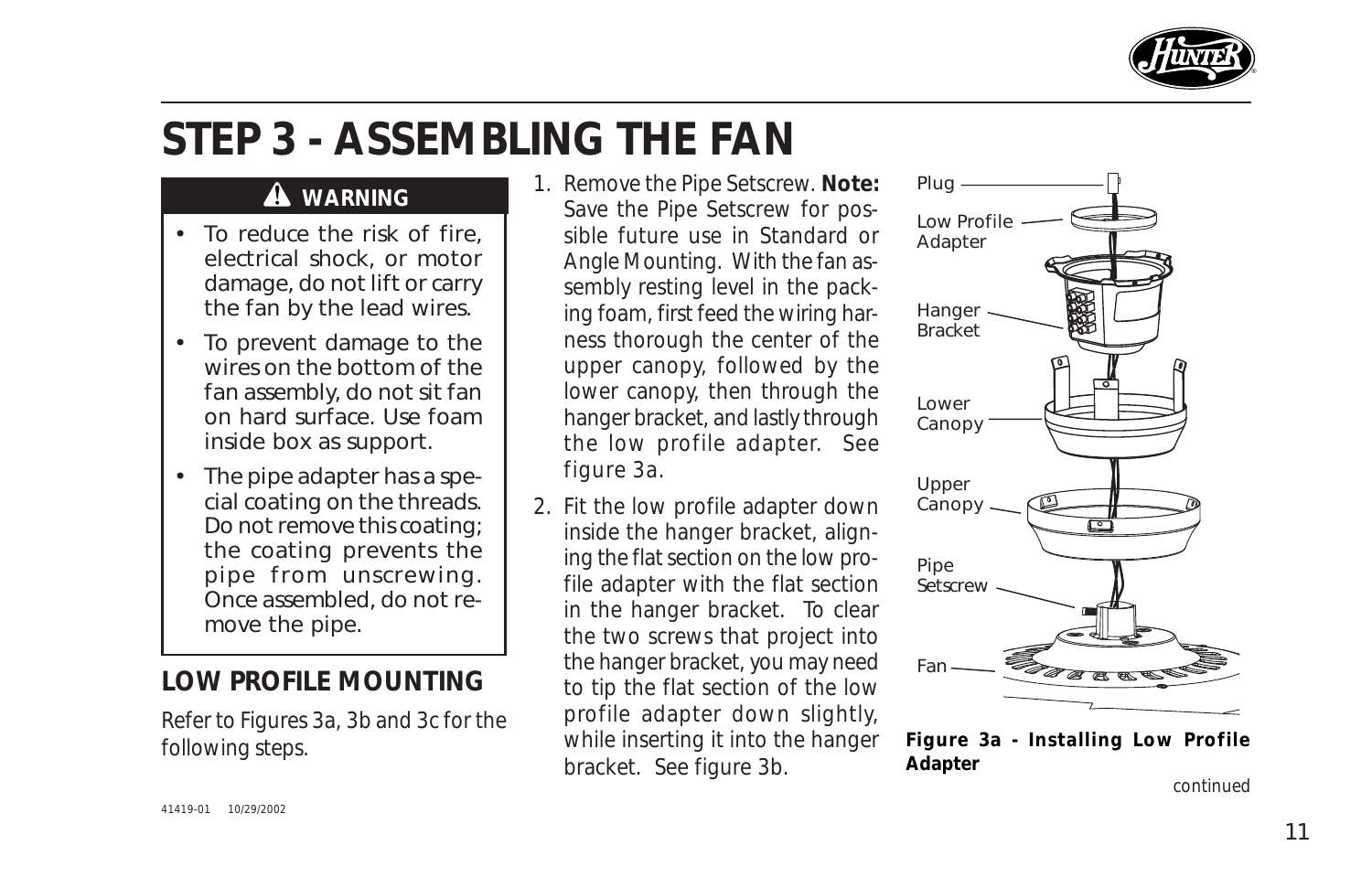# STEP 3 - ASSEMBLING THE FAN

**⚠ WARNING**

- To reduce the risk of fire, electrical shock, or motor damage, do not lift or carry the fan by the lead wires.
- To prevent damage to the wires on the bottom of the fan assembly, do not sit fan on hard surface. Use foam inside box as support.
- The pipe adapter has a special coating on the threads. Do not remove this coating; the coating prevents the pipe from unscrewing. Once assembled, do not remove the pipe.

## LOW PROFILE MOUNTING

*Refer to Figures 3a, 3b and 3c for the following steps.*

1. Remove the Pipe Setscrew. **Note:** Save the Pipe Setscrew for possible future use in Standard or Angle Mounting. With the fan assembly resting level in the packing foam, first feed the wiring harness thorough the center of the upper canopy, followed by the lower canopy, then through the hanger bracket, and lastly through the low profile adapter. See figure 3a.
2. Fit the low profile adapter down inside the hanger bracket, aligning the flat section on the low profile adapter with the flat section in the hanger bracket. To clear the two screws that project into the hanger bracket, you may need to tip the flat section of the low profile adapter down slightly, while inserting it into the hanger bracket. See figure 3b.

Plug
Low Profile Adapter
Hanger Bracket
Lower Canopy
Upper Canopy
Pipe Setscrew
Fan

**Figure 3a - Installing Low Profile Adapter**

*continued*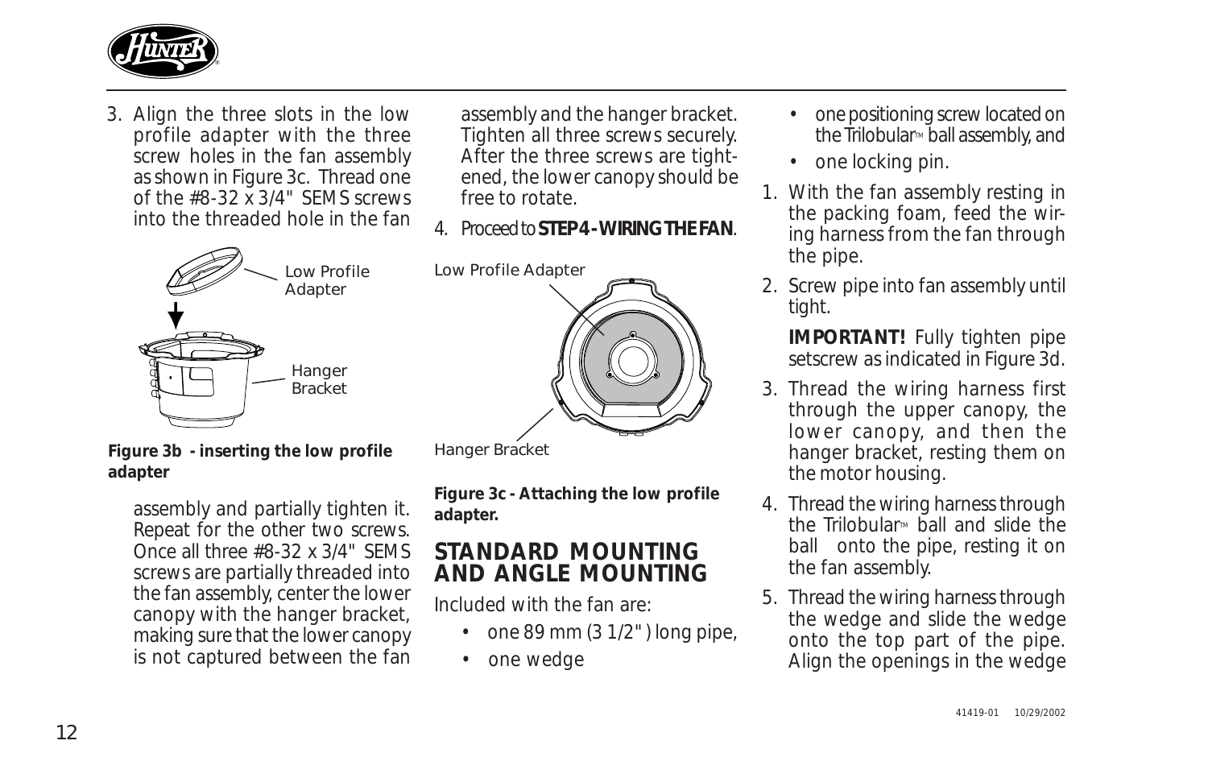3. Align the three slots in the low profile adapter with the three screw holes in the fan assembly as shown in Figure 3c. Thread one of the #8-32 x 3/4" SEMS screws into the threaded hole in the fan assembly and partially tighten it. Repeat for the other two screws. Once all three #8-32 x 3/4" SEMS screws are partially threaded into the fan assembly, center the lower canopy with the hanger bracket, making sure that the lower canopy is not captured between the fan assembly and the hanger bracket. Tighten all three screws securely. After the three screws are tightened, the lower canopy should be free to rotate.

**Figure 3b - inserting the low profile adapter**

4. Proceed to **STEP 4 - WIRING THE FAN**.

**Figure 3c - Attaching the low profile adapter.**

## STANDARD MOUNTING AND ANGLE MOUNTING

Included with the fan are:

- one 89 mm (3 1/2") long pipe,
- one wedge
- one positioning screw located on the Trilobular™ ball assembly, and
- one locking pin.

1. With the fan assembly resting in the packing foam, feed the wiring harness from the fan through the pipe.
2. Screw pipe into fan assembly until tight.

   **IMPORTANT!** Fully tighten pipe setscrew as indicated in Figure 3d.
3. Thread the wiring harness first through the upper canopy, the lower canopy, and then the hanger bracket, resting them on the motor housing.
4. Thread the wiring harness through the Trilobular™ ball and slide the ball onto the pipe, resting it on the fan assembly.
5. Thread the wiring harness through the wedge and slide the wedge onto the top part of the pipe. Align the openings in the wedge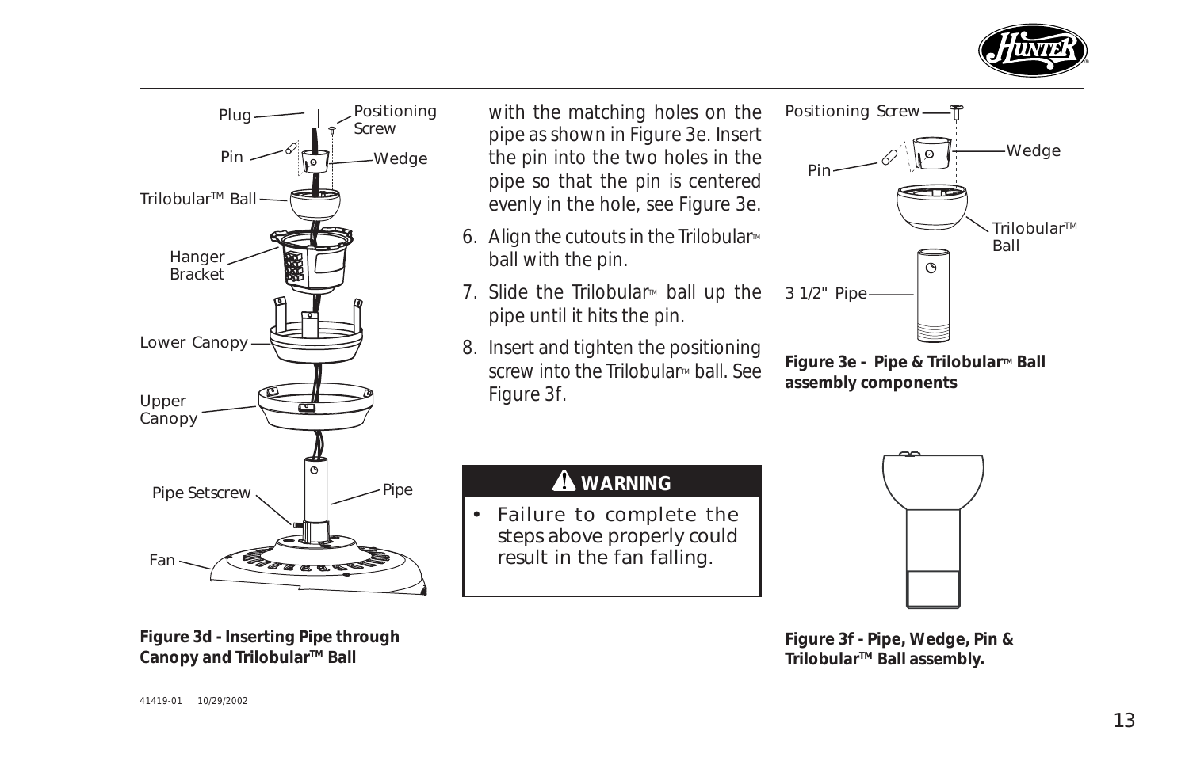with the matching holes on the pipe as shown in Figure 3e. Insert the pin into the two holes in the pipe so that the pin is centered evenly in the hole, see Figure 3e.

6. Align the cutouts in the Trilobular™ ball with the pin.
7. Slide the Trilobular™ ball up the pipe until it hits the pin.
8. Insert and tighten the positioning screw into the Trilobular™ ball. See Figure 3f.

**Figure 3d - Inserting Pipe through Canopy and Trilobular™ Ball**

**Figure 3e - Pipe & Trilobular™ Ball assembly components**

## ⚠ WARNING

- Failure to complete the steps above properly could result in the fan falling.

**Figure 3f - Pipe, Wedge, Pin & Trilobular™ Ball assembly.**

41419-01 10/29/2002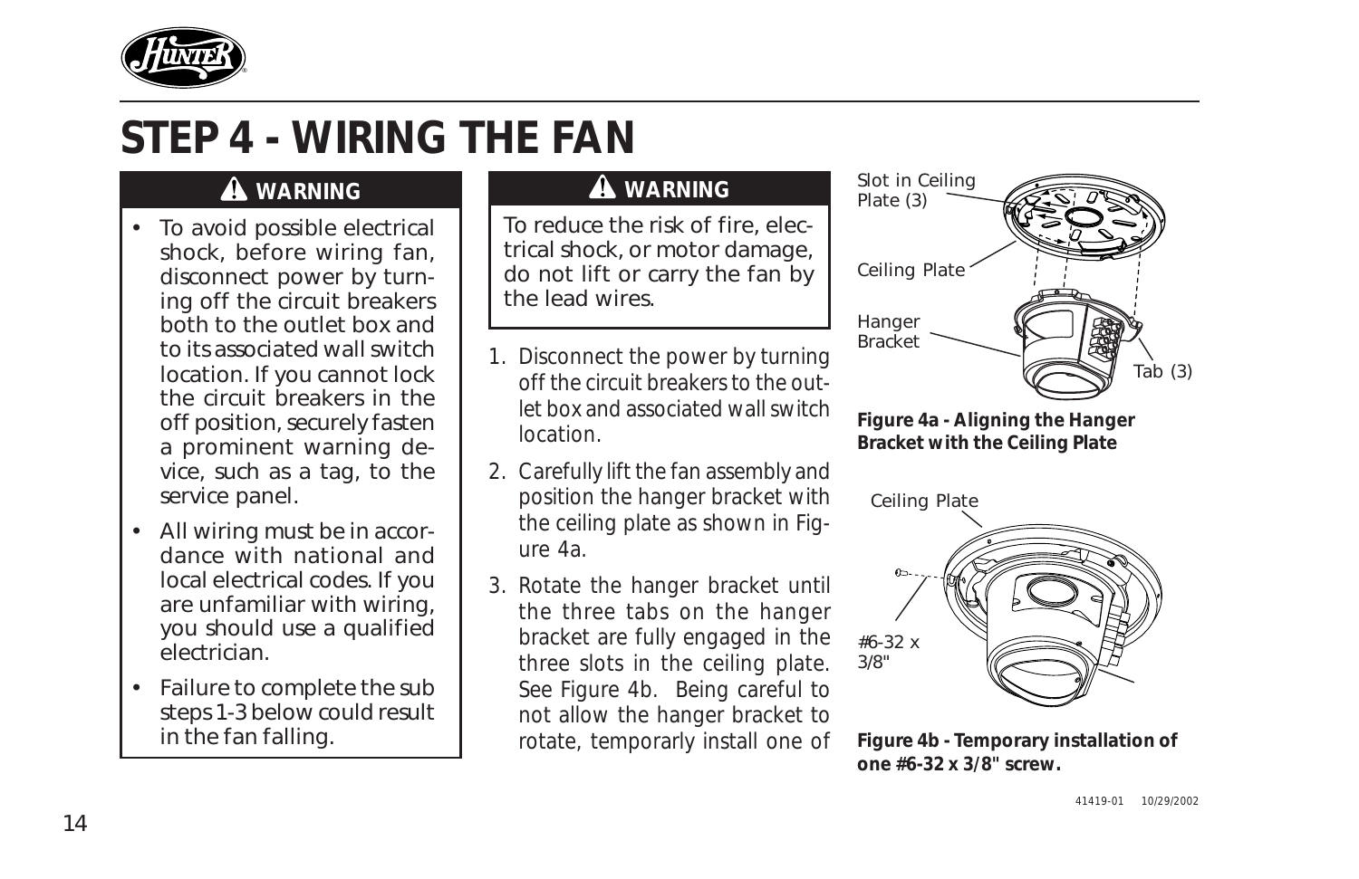# STEP 4 - WIRING THE FAN

**⚠ WARNING**

- To avoid possible electrical shock, before wiring fan, disconnect power by turning off the circuit breakers both to the outlet box and to its associated wall switch location. If you cannot lock the circuit breakers in the off position, securely fasten a prominent warning device, such as a tag, to the service panel.
- All wiring must be in accordance with national and local electrical codes. If you are unfamiliar with wiring, you should use a qualified electrician.
- Failure to complete the sub steps 1-3 below could result in the fan falling.

**⚠ WARNING**

To reduce the risk of fire, electrical shock, or motor damage, do not lift or carry the fan by the lead wires.

1. Disconnect the power by turning off the circuit breakers to the outlet box and associated wall switch location.
2. Carefully lift the fan assembly and position the hanger bracket with the ceiling plate as shown in Figure 4a.
3. Rotate the hanger bracket until the three tabs on the hanger bracket are fully engaged in the three slots in the ceiling plate. See Figure 4b. Being careful to not allow the hanger bracket to rotate, temporarily install one of

Slot in Ceiling Plate (3)

Ceiling Plate

Hanger Bracket

Tab (3)

**Figure 4a - Aligning the Hanger Bracket with the Ceiling Plate**

Ceiling Plate

#6-32 x 3/8"

**Figure 4b - Temporary installation of one #6-32 x 3/8" screw.**

41419-01 10/29/2002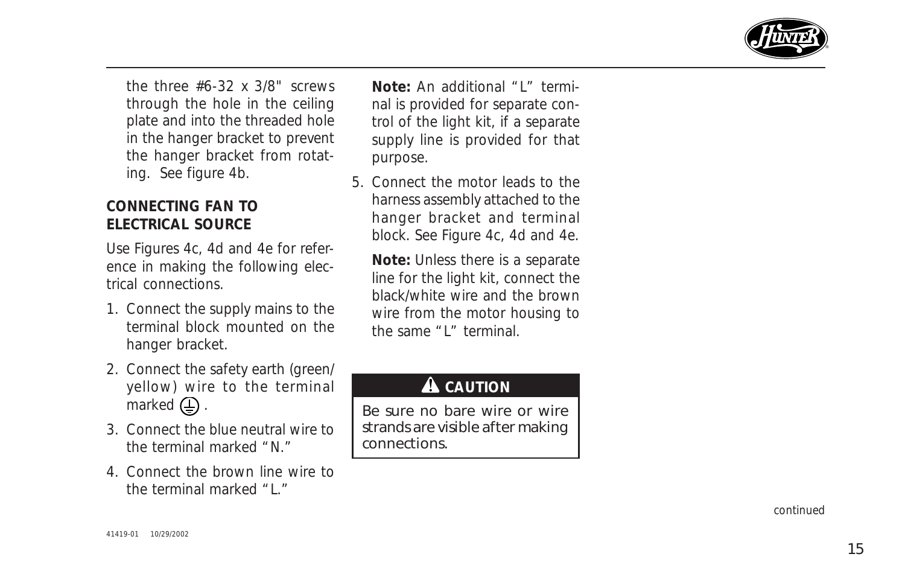the three #6-32 x 3/8" screws through the hole in the ceiling plate and into the threaded hole in the hanger bracket to prevent the hanger bracket from rotating. See figure 4b.

**CONNECTING FAN TO ELECTRICAL SOURCE**

Use Figures 4c, 4d and 4e for reference in making the following electrical connections.

1. Connect the supply mains to the terminal block mounted on the hanger bracket.
2. Connect the safety earth (green/yellow) wire to the terminal marked ⏚ .
3. Connect the blue neutral wire to the terminal marked "N."
4. Connect the brown line wire to the terminal marked "L."

   **Note:** An additional "L" terminal is provided for separate control of the light kit, if a separate supply line is provided for that purpose.
5. Connect the motor leads to the harness assembly attached to the hanger bracket and terminal block. See Figure 4c, 4d and 4e.

   **Note:** Unless there is a separate line for the light kit, connect the black/white wire and the brown wire from the motor housing to the same "L" terminal.

**⚠ CAUTION**

Be sure no bare wire or wire strands are visible after making connections.

*continued*

41419-01 10/29/2002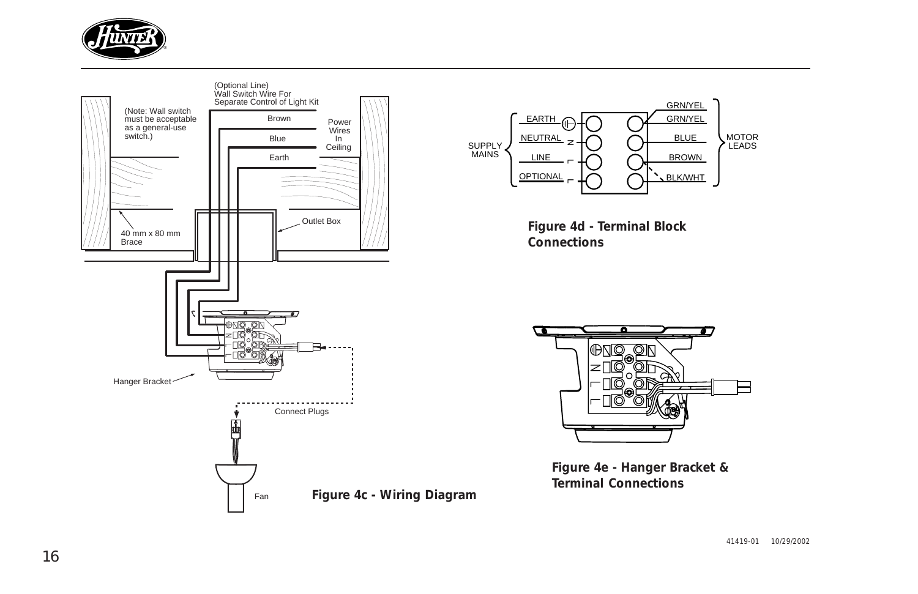(Optional Line)
Wall Switch Wire For
Separate Control of Light Kit

(Note: Wall switch must be acceptable as a general-use switch.)

Brown

Blue

Earth

Power Wires In Ceiling

Outlet Box

40 mm x 80 mm Brace

Hanger Bracket

Connect Plugs

Fan

**Figure 4c - Wiring Diagram**

SUPPLY MAINS: EARTH, NEUTRAL, LINE, OPTIONAL

MOTOR LEADS: GRN/YEL, GRN/YEL, BLUE, BROWN, BLK/WHT

**Figure 4d - Terminal Block Connections**

**Figure 4e - Hanger Bracket & Terminal Connections**

41419-01 10/29/2002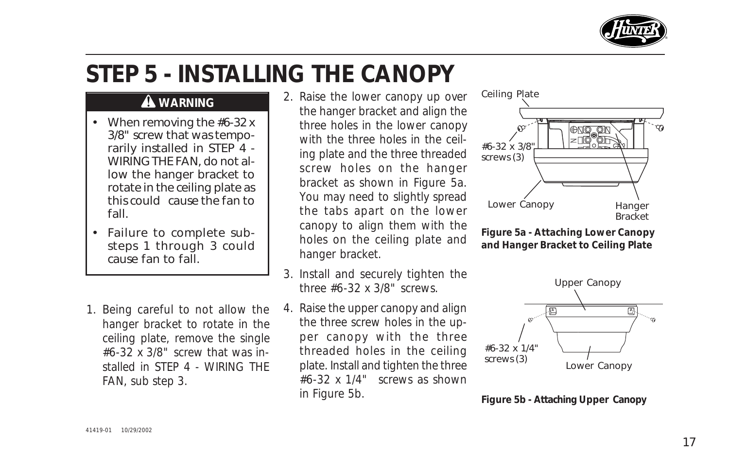# STEP 5 - INSTALLING THE CANOPY

**⚠ WARNING**

- When removing the #6-32 x 3/8" screw that was temporarily installed in STEP 4 - WIRING THE FAN, do not allow the hanger bracket to rotate in the ceiling plate as this could cause the fan to fall.
- Failure to complete sub-steps 1 through 3 could cause fan to fall.

1. Being careful to not allow the hanger bracket to rotate in the ceiling plate, remove the single #6-32 x 3/8" screw that was installed in STEP 4 - WIRING THE FAN, sub step 3.
2. Raise the lower canopy up over the hanger bracket and align the three holes in the lower canopy with the three holes in the ceiling plate and the three threaded screw holes on the hanger bracket as shown in Figure 5a. You may need to slightly spread the tabs apart on the lower canopy to align them with the holes on the ceiling plate and hanger bracket.
3. Install and securely tighten the three #6-32 x 3/8" screws.
4. Raise the upper canopy and align the three screw holes in the upper canopy with the three threaded holes in the ceiling plate. Install and tighten the three #6-32 x 1/4" screws as shown in Figure 5b.

Ceiling Plate

#6-32 x 3/8" screws (3)

Lower Canopy

Hanger Bracket

**Figure 5a - Attaching Lower Canopy and Hanger Bracket to Ceiling Plate**

Upper Canopy

#6-32 x 1/4" screws (3)

Lower Canopy

**Figure 5b - Attaching Upper Canopy**

41419-01 10/29/2002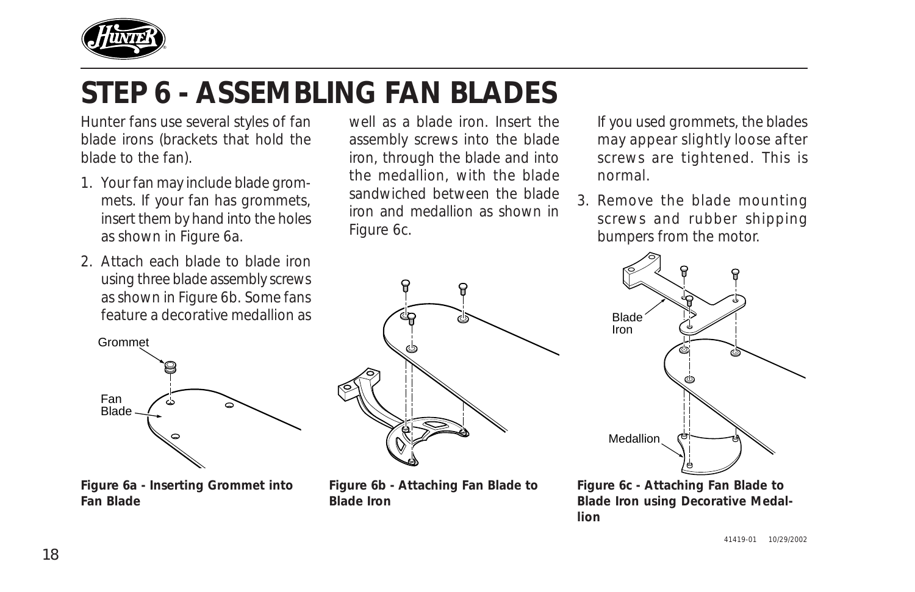// STEP 6 - ASSEMBLING FAN BLADES

# STEP 6 - ASSEMBLING FAN BLADES

Hunter fans use several styles of fan blade irons (brackets that hold the blade to the fan).

1. Your fan may include blade grommets. If your fan has grommets, insert them by hand into the holes as shown in Figure 6a.
2. Attach each blade to blade iron using three blade assembly screws as shown in Figure 6b. Some fans feature a decorative medallion as well as a blade iron. Insert the assembly screws into the blade iron, through the blade and into the medallion, with the blade sandwiched between the blade iron and medallion as shown in Figure 6c.

   If you used grommets, the blades may appear slightly loose after screws are tightened. This is normal.
3. Remove the blade mounting screws and rubber shipping bumpers from the motor.

Grommet

Fan Blade

**Figure 6a - Inserting Grommet into Fan Blade**

**Figure 6b - Attaching Fan Blade to Blade Iron**

Blade Iron

Medallion

**Figure 6c - Attaching Fan Blade to Blade Iron using Decorative Medallion**

41419-01 10/29/2002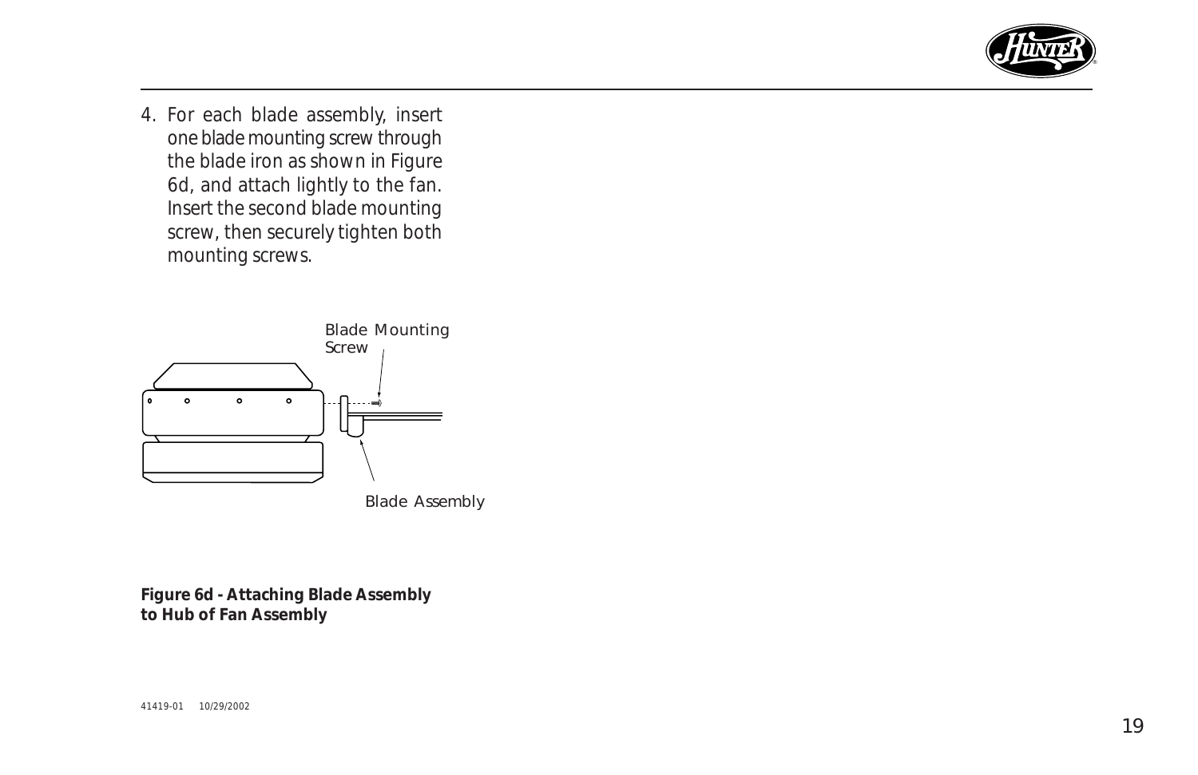4. For each blade assembly, insert one blade mounting screw through the blade iron as shown in Figure 6d, and attach lightly to the fan. Insert the second blade mounting screw, then securely tighten both mounting screws.

Blade Mounting Screw

Blade Assembly

**Figure 6d - Attaching Blade Assembly to Hub of Fan Assembly**

41419-01 10/29/2002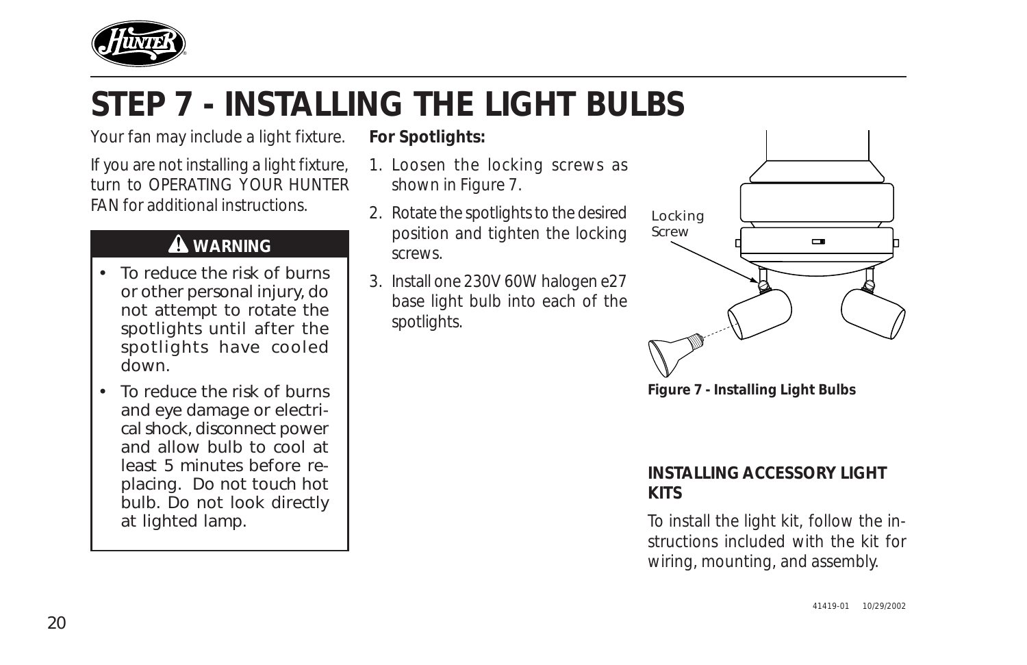# STEP 7 - INSTALLING THE LIGHT BULBS

Your fan may include a light fixture.

If you are not installing a light fixture, turn to OPERATING YOUR HUNTER FAN for additional instructions.

**⚠ WARNING**

- To reduce the risk of burns or other personal injury, do not attempt to rotate the spotlights until after the spotlights have cooled down.
- To reduce the risk of burns and eye damage or electrical shock, disconnect power and allow bulb to cool at least 5 minutes before replacing. Do not touch hot bulb. Do not look directly at lighted lamp.

**For Spotlights:**

1. Loosen the locking screws as shown in Figure 7.
2. Rotate the spotlights to the desired position and tighten the locking screws.
3. Install one 230V 60W halogen e27 base light bulb into each of the spotlights.

Locking Screw

**Figure 7 - Installing Light Bulbs**

**INSTALLING ACCESSORY LIGHT KITS**

To install the light kit, follow the instructions included with the kit for wiring, mounting, and assembly.

41419-01 10/29/2002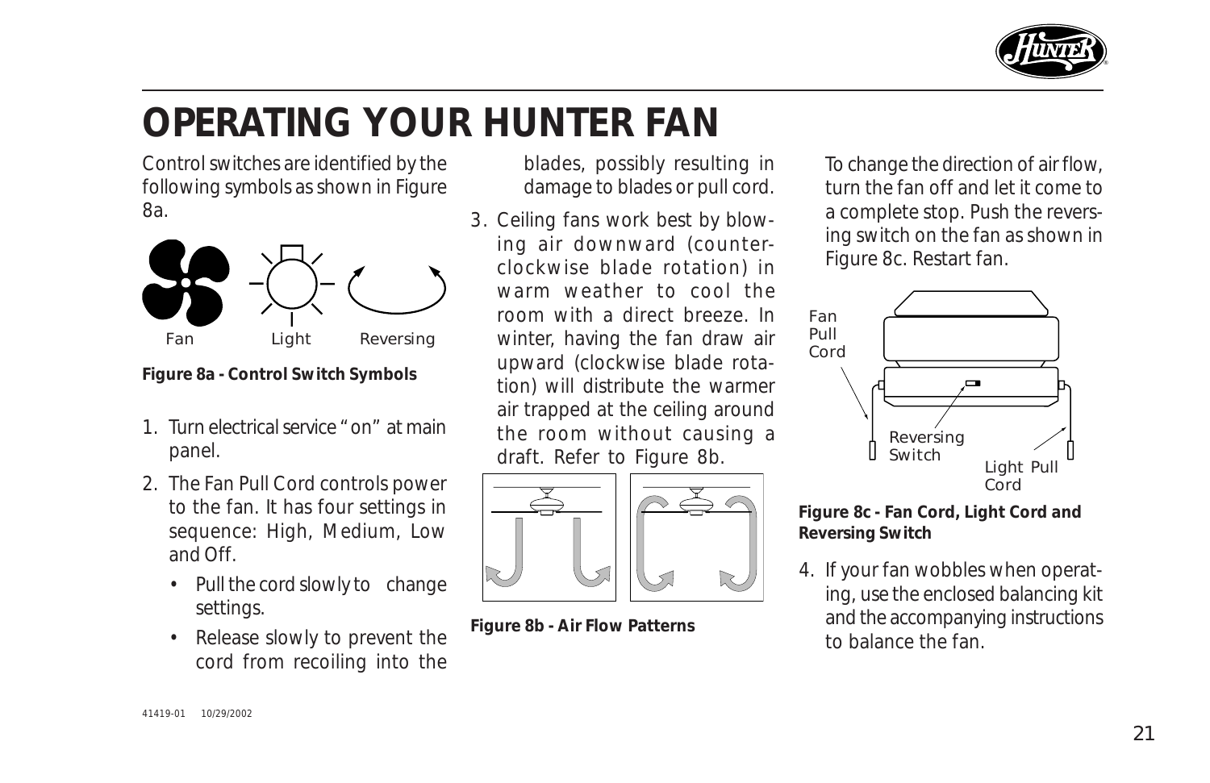# OPERATING YOUR HUNTER FAN

Control switches are identified by the following symbols as shown in Figure 8a.

Fan Light Reversing

**Figure 8a - Control Switch Symbols**

1. Turn electrical service "on" at main panel.
2. The Fan Pull Cord controls power to the fan. It has four settings in sequence: High, Medium, Low and Off.
   - Pull the cord slowly to change settings.
   - Release slowly to prevent the cord from recoiling into the blades, possibly resulting in damage to blades or pull cord.
3. Ceiling fans work best by blowing air downward (counterclockwise blade rotation) in warm weather to cool the room with a direct breeze. In winter, having the fan draw air upward (clockwise blade rotation) will distribute the warmer air trapped at the ceiling around the room without causing a draft. Refer to Figure 8b.

**Figure 8b - Air Flow Patterns**

To change the direction of air flow, turn the fan off and let it come to a complete stop. Push the reversing switch on the fan as shown in Figure 8c. Restart fan.

Fan Pull Cord

Reversing Switch

Light Pull Cord

**Figure 8c - Fan Cord, Light Cord and Reversing Switch**

4. If your fan wobbles when operating, use the enclosed balancing kit and the accompanying instructions to balance the fan.

41419-01 10/29/2002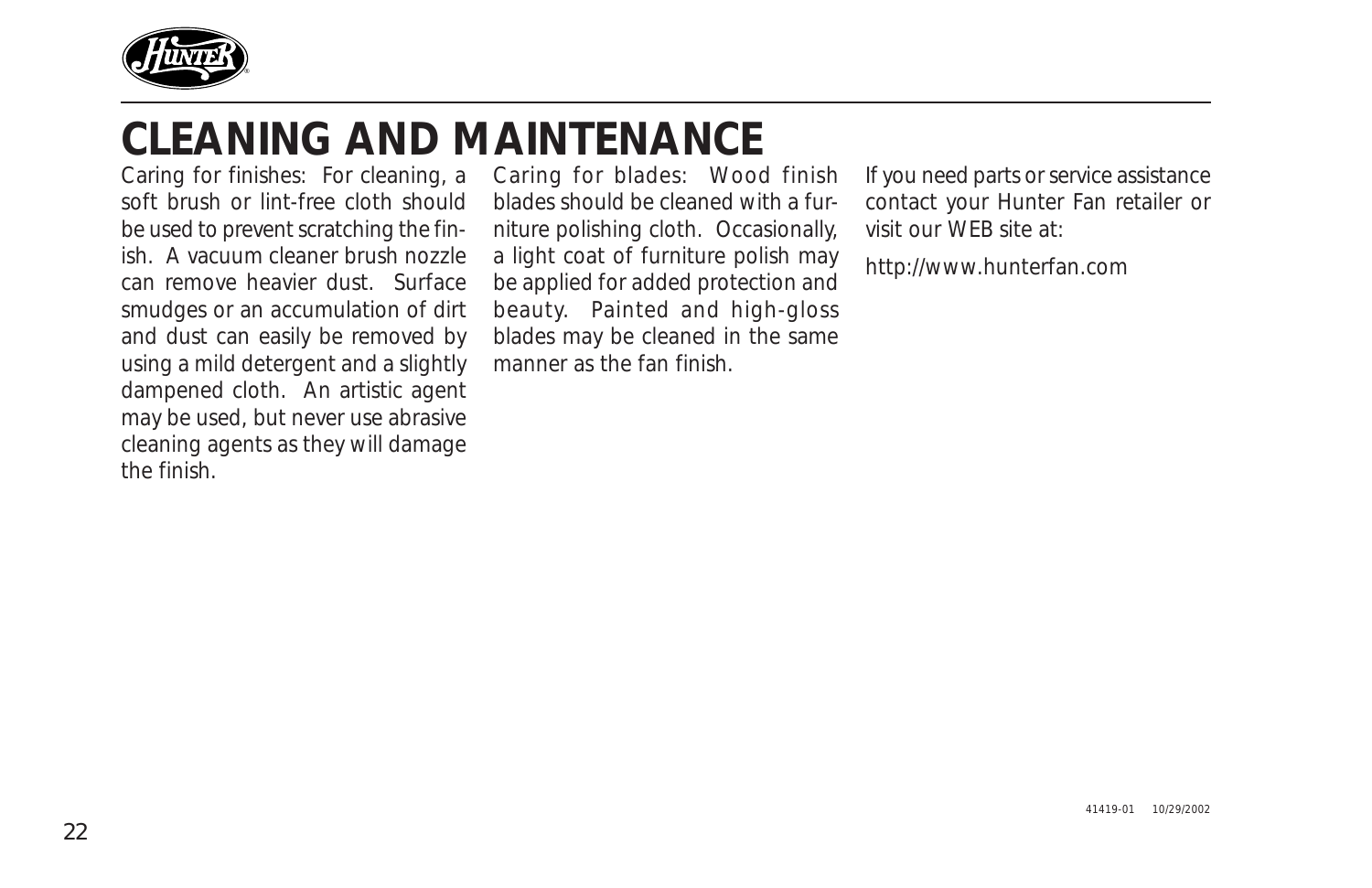# CLEANING AND MAINTENANCE

Caring for finishes: For cleaning, a soft brush or lint-free cloth should be used to prevent scratching the finish. A vacuum cleaner brush nozzle can remove heavier dust. Surface smudges or an accumulation of dirt and dust can easily be removed by using a mild detergent and a slightly dampened cloth. An artistic agent may be used, but never use abrasive cleaning agents as they will damage the finish.

Caring for blades: Wood finish blades should be cleaned with a furniture polishing cloth. Occasionally, a light coat of furniture polish may be applied for added protection and beauty. Painted and high-gloss blades may be cleaned in the same manner as the fan finish.

If you need parts or service assistance contact your Hunter Fan retailer or visit our WEB site at:

http://www.hunterfan.com

41419-01 10/29/2002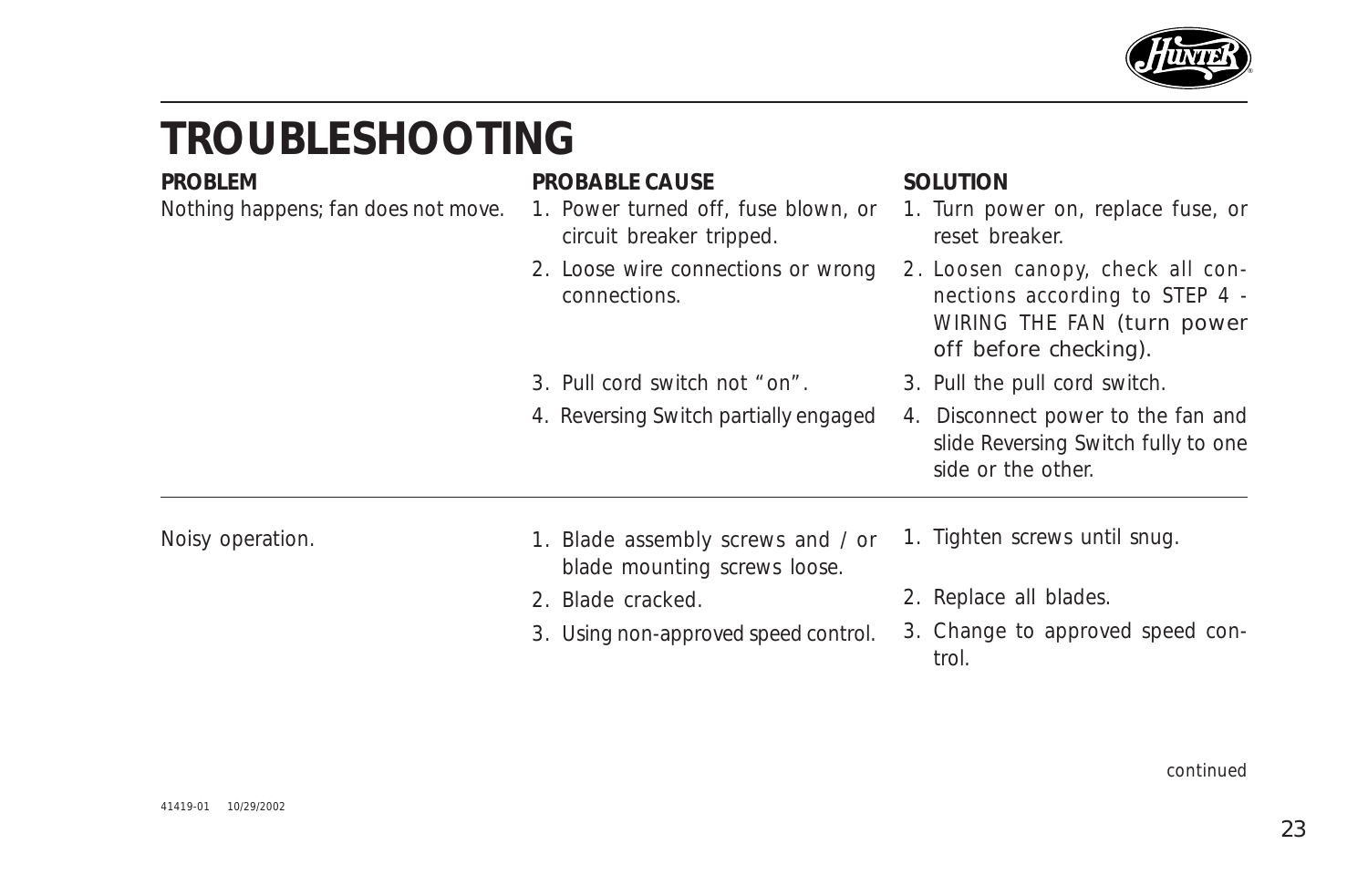# TROUBLESHOOTING

| PROBLEM | PROBABLE CAUSE | SOLUTION |
|---|---|---|
| Nothing happens; fan does not move. | 1. Power turned off, fuse blown, or circuit breaker tripped. | 1. Turn power on, replace fuse, or reset breaker. |
| | 2. Loose wire connections or wrong connections. | 2. Loosen canopy, check all connections according to STEP 4 - WIRING THE FAN (turn power off before checking). |
| | 3. Pull cord switch not "on". | 3. Pull the pull cord switch. |
| | 4. Reversing Switch partially engaged | 4. Disconnect power to the fan and slide Reversing Switch fully to one side or the other. |
| Noisy operation. | 1. Blade assembly screws and / or blade mounting screws loose. | 1. Tighten screws until snug. |
| | 2. Blade cracked. | 2. Replace all blades. |
| | 3. Using non-approved speed control. | 3. Change to approved speed control. |

*continued*

41419-01 10/29/2002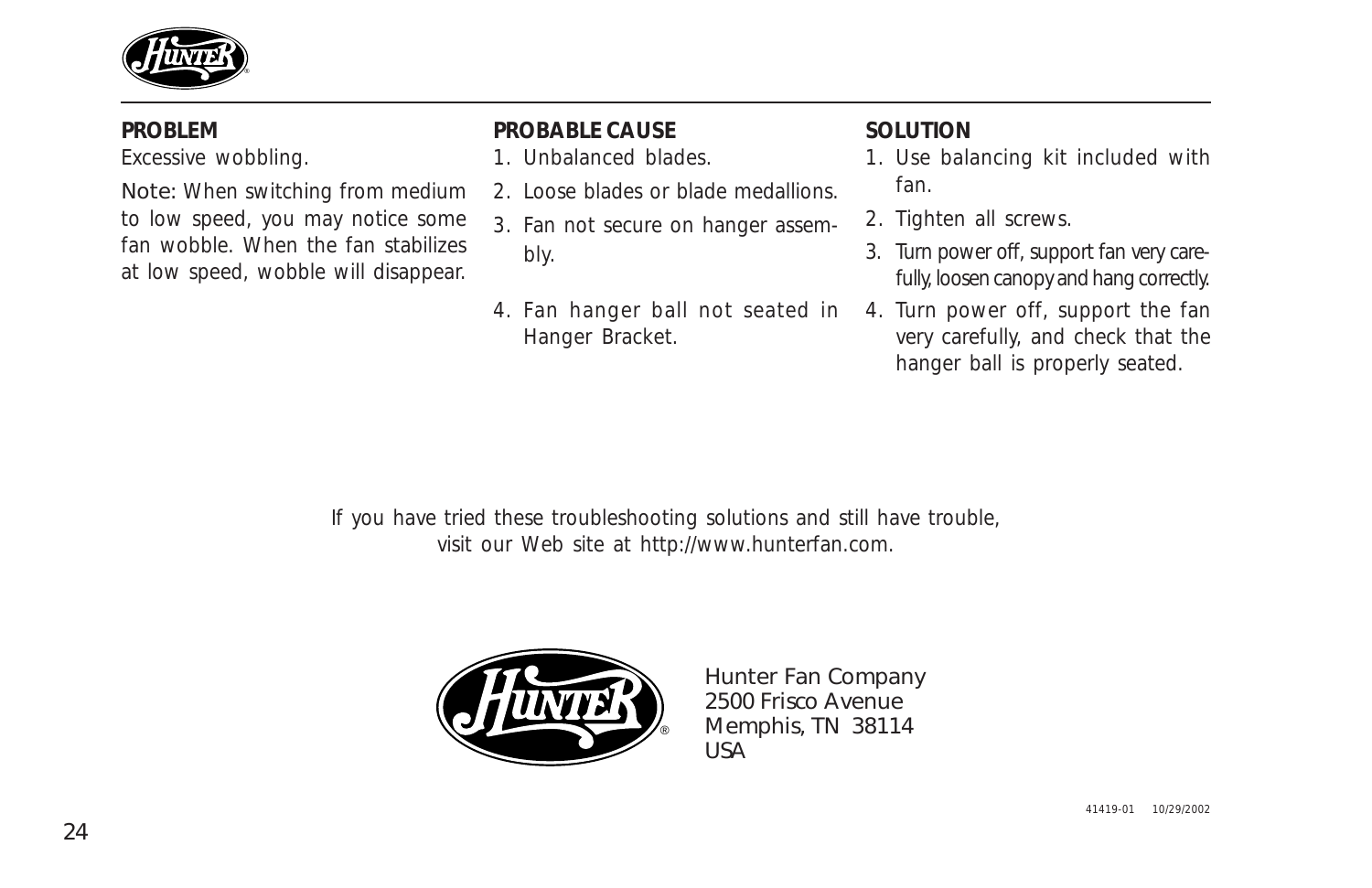| PROBLEM | PROBABLE CAUSE | SOLUTION |
| --- | --- | --- |
| Excessive wobbling.<br><br>Note: When switching from medium to low speed, you may notice some fan wobble. When the fan stabilizes at low speed, wobble will disappear. | 1. Unbalanced blades. | 1. Use balancing kit included with fan. |
| | 2. Loose blades or blade medallions. | 2. Tighten all screws. |
| | 3. Fan not secure on hanger assembly. | 3. Turn power off, support fan very carefully, loosen canopy and hang correctly. |
| | 4. Fan hanger ball not seated in Hanger Bracket. | 4. Turn power off, support the fan very carefully, and check that the hanger ball is properly seated. |

*If you have tried these troubleshooting solutions and still have trouble, visit our Web site at http://www.hunterfan.com.*

Hunter Fan Company
2500 Frisco Avenue
Memphis, TN 38114
USA

41419-01 10/29/2002